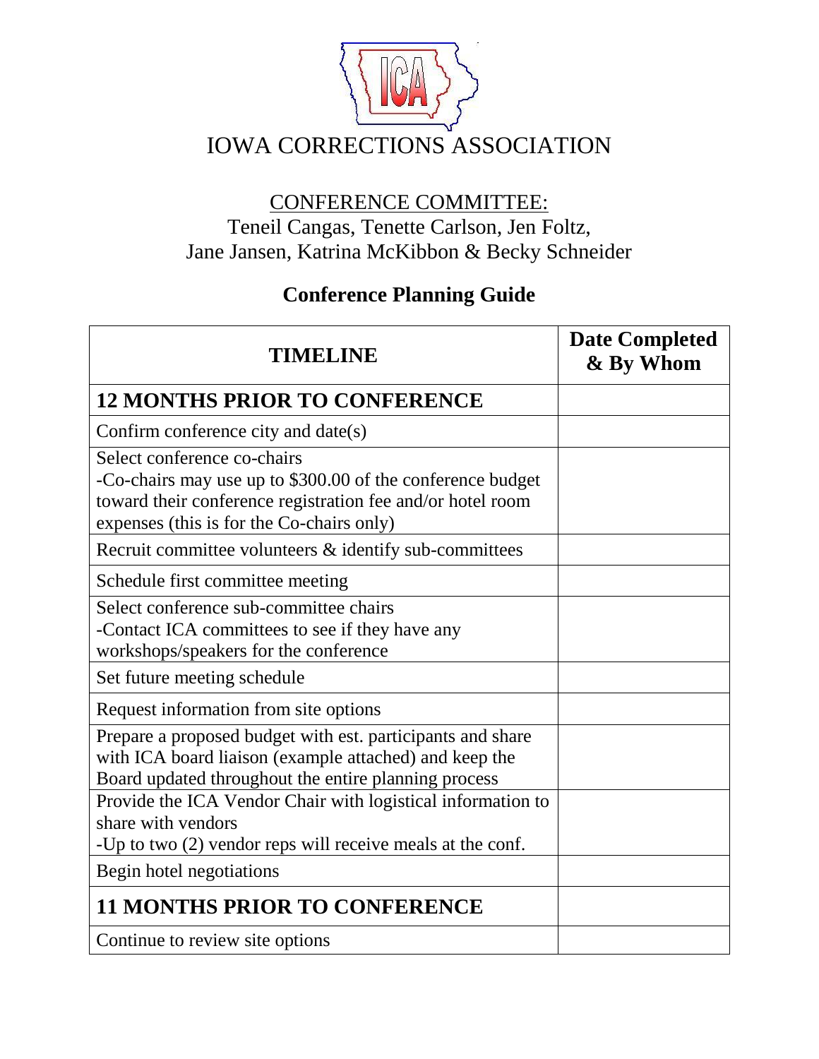# IOWA CORRECTIONS ASSOCIATION

CONFERENCE COMMITTEE:
Teneil Cangas, Tenette Carlson, Jen Foltz,
Jane Jansen, Katrina McKibbon & Becky Schneider

## Conference Planning Guide

| TIMELINE | Date Completed & By Whom |
|---|---|
| **12 MONTHS PRIOR TO CONFERENCE** | |
| Confirm conference city and date(s) | |
| Select conference co-chairs<br>-Co-chairs may use up to $300.00 of the conference budget toward their conference registration fee and/or hotel room expenses (this is for the Co-chairs only) | |
| Recruit committee volunteers & identify sub-committees | |
| Schedule first committee meeting | |
| Select conference sub-committee chairs<br>-Contact ICA committees to see if they have any workshops/speakers for the conference | |
| Set future meeting schedule | |
| Request information from site options | |
| Prepare a proposed budget with est. participants and share with ICA board liaison (example attached) and keep the Board updated throughout the entire planning process | |
| Provide the ICA Vendor Chair with logistical information to share with vendors<br>-Up to two (2) vendor reps will receive meals at the conf. | |
| Begin hotel negotiations | |
| **11 MONTHS PRIOR TO CONFERENCE** | |
| Continue to review site options | |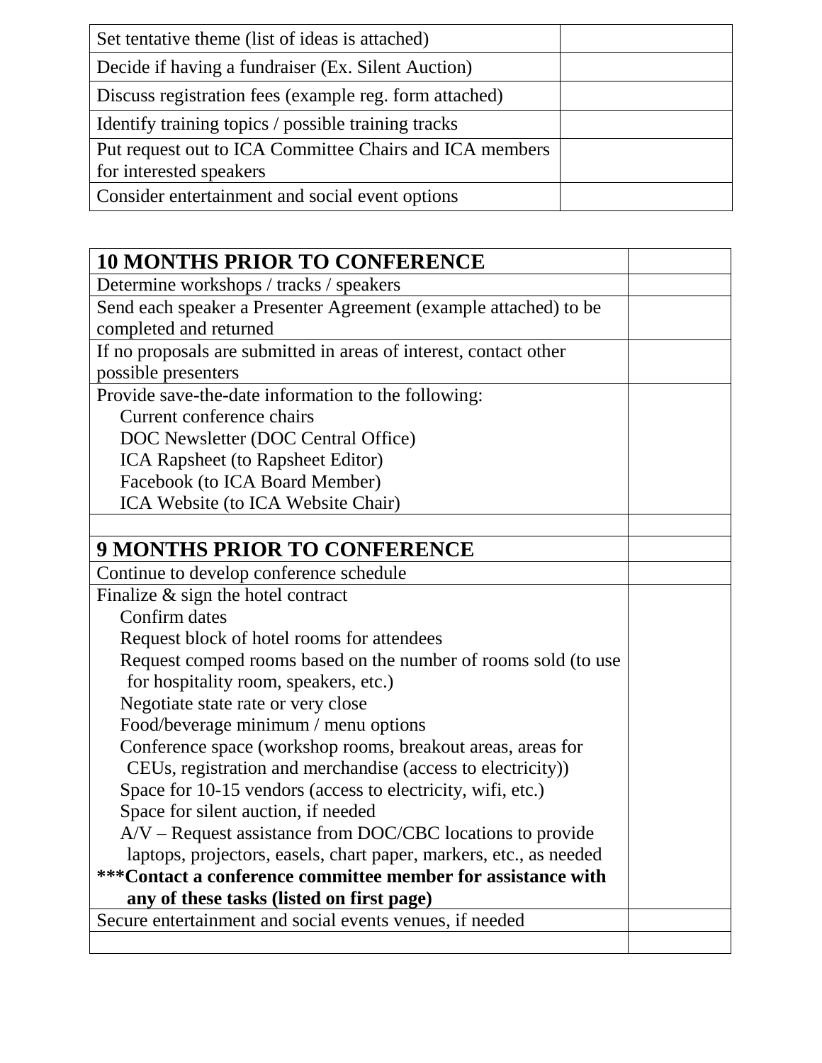| | |
|---|---|
| Set tentative theme (list of ideas is attached) | |
| Decide if having a fundraiser (Ex. Silent Auction) | |
| Discuss registration fees (example reg. form attached) | |
| Identify training topics / possible training tracks | |
| Put request out to ICA Committee Chairs and ICA members for interested speakers | |
| Consider entertainment and social event options | |

| **10 MONTHS PRIOR TO CONFERENCE** | |
|---|---|
| Determine workshops / tracks / speakers | |
| Send each speaker a Presenter Agreement (example attached) to be completed and returned | |
| If no proposals are submitted in areas of interest, contact other possible presenters | |
| Provide save-the-date information to the following:<br>Current conference chairs<br>DOC Newsletter (DOC Central Office)<br>ICA Rapsheet (to Rapsheet Editor)<br>Facebook (to ICA Board Member)<br>ICA Website (to ICA Website Chair) | |
| | |
| **9 MONTHS PRIOR TO CONFERENCE** | |
| Continue to develop conference schedule | |
| Finalize & sign the hotel contract<br>Confirm dates<br>Request block of hotel rooms for attendees<br>Request comped rooms based on the number of rooms sold (to use for hospitality room, speakers, etc.)<br>Negotiate state rate or very close<br>Food/beverage minimum / menu options<br>Conference space (workshop rooms, breakout areas, areas for CEUs, registration and merchandise (access to electricity))<br>Space for 10-15 vendors (access to electricity, wifi, etc.)<br>Space for silent auction, if needed<br>A/V – Request assistance from DOC/CBC locations to provide laptops, projectors, easels, chart paper, markers, etc., as needed<br>**\*\*\*Contact a conference committee member for assistance with any of these tasks (listed on first page)** | |
| Secure entertainment and social events venues, if needed | |
| | |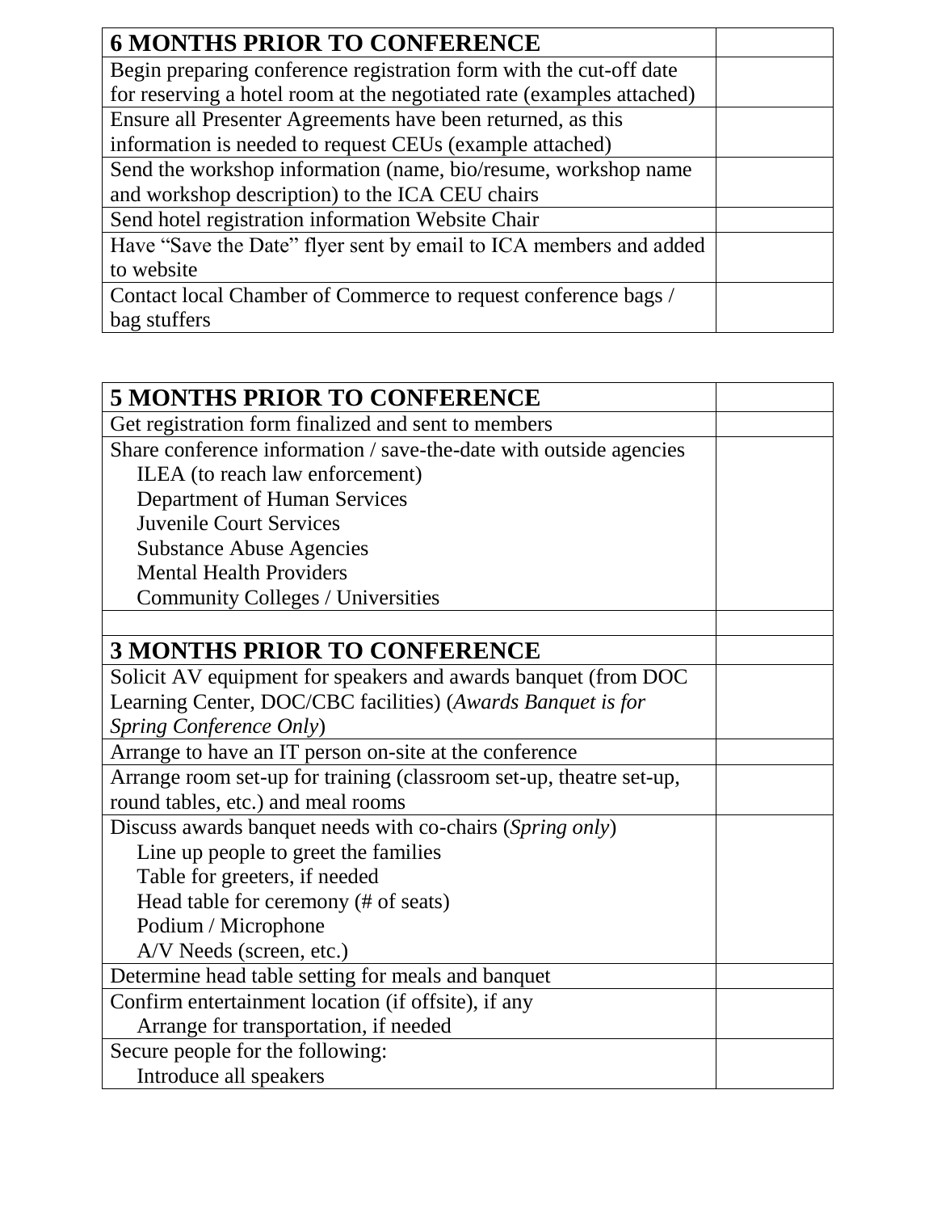| **6 MONTHS PRIOR TO CONFERENCE** | |
|---|---|
| Begin preparing conference registration form with the cut-off date for reserving a hotel room at the negotiated rate (examples attached) | |
| Ensure all Presenter Agreements have been returned, as this information is needed to request CEUs (example attached) | |
| Send the workshop information (name, bio/resume, workshop name and workshop description) to the ICA CEU chairs | |
| Send hotel registration information Website Chair | |
| Have "Save the Date" flyer sent by email to ICA members and added to website | |
| Contact local Chamber of Commerce to request conference bags / bag stuffers | |

| **5 MONTHS PRIOR TO CONFERENCE** | |
|---|---|
| Get registration form finalized and sent to members | |
| Share conference information / save-the-date with outside agencies<br>ILEA (to reach law enforcement)<br>Department of Human Services<br>Juvenile Court Services<br>Substance Abuse Agencies<br>Mental Health Providers<br>Community Colleges / Universities | |
| | |
| **3 MONTHS PRIOR TO CONFERENCE** | |
| Solicit AV equipment for speakers and awards banquet (from DOC Learning Center, DOC/CBC facilities) (*Awards Banquet is for Spring Conference Only*) | |
| Arrange to have an IT person on-site at the conference | |
| Arrange room set-up for training (classroom set-up, theatre set-up, round tables, etc.) and meal rooms | |
| Discuss awards banquet needs with co-chairs (*Spring only*)<br>Line up people to greet the families<br>Table for greeters, if needed<br>Head table for ceremony (# of seats)<br>Podium / Microphone<br>A/V Needs (screen, etc.) | |
| Determine head table setting for meals and banquet | |
| Confirm entertainment location (if offsite), if any<br>Arrange for transportation, if needed | |
| Secure people for the following:<br>Introduce all speakers | |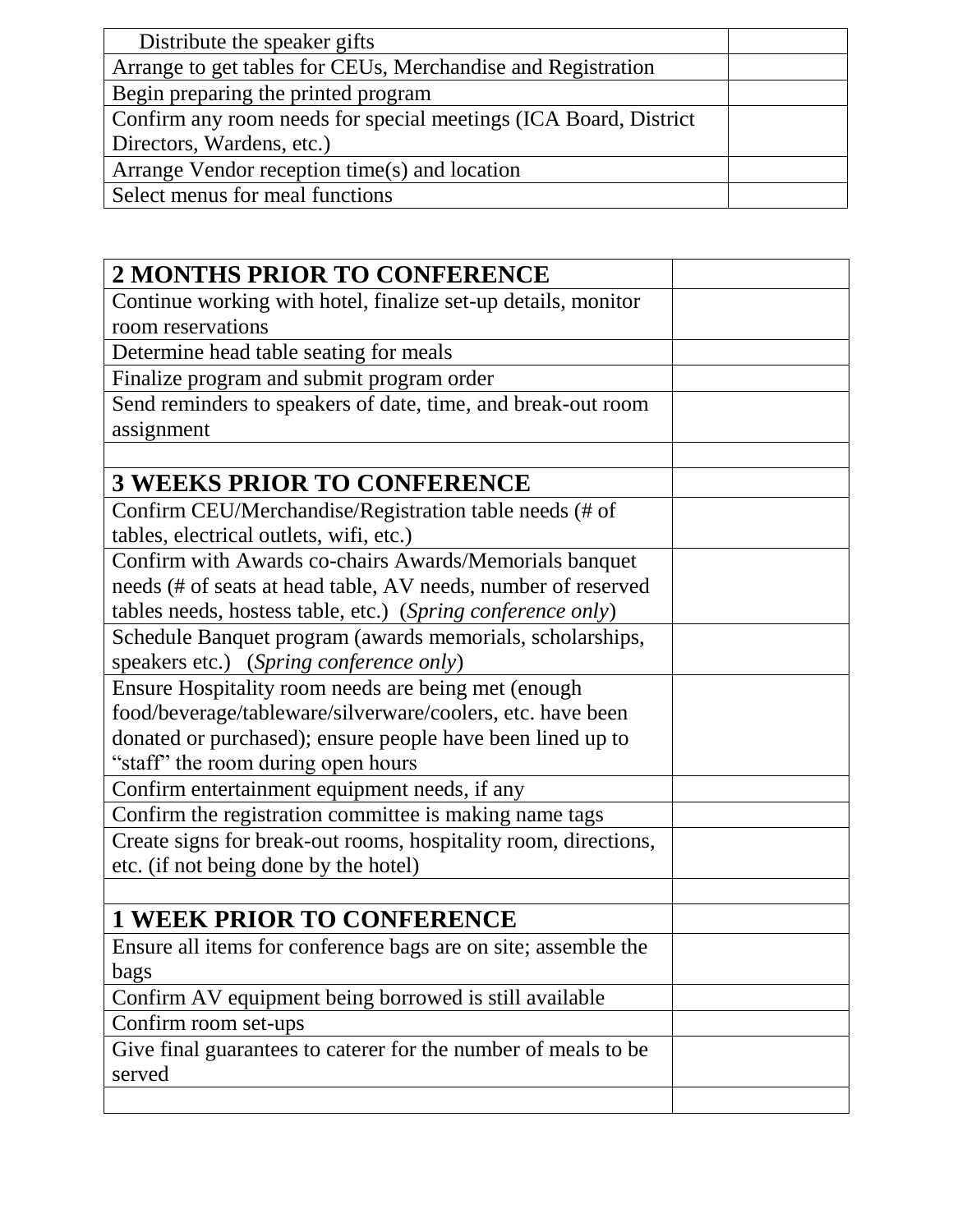| | |
|---|---|
| Distribute the speaker gifts | |
| Arrange to get tables for CEUs, Merchandise and Registration | |
| Begin preparing the printed program | |
| Confirm any room needs for special meetings (ICA Board, District Directors, Wardens, etc.) | |
| Arrange Vendor reception time(s) and location | |
| Select menus for meal functions | |

| **2 MONTHS PRIOR TO CONFERENCE** | |
|---|---|
| Continue working with hotel, finalize set-up details, monitor room reservations | |
| Determine head table seating for meals | |
| Finalize program and submit program order | |
| Send reminders to speakers of date, time, and break-out room assignment | |
| | |
| **3 WEEKS PRIOR TO CONFERENCE** | |
| Confirm CEU/Merchandise/Registration table needs (# of tables, electrical outlets, wifi, etc.) | |
| Confirm with Awards co-chairs Awards/Memorials banquet needs (# of seats at head table, AV needs, number of reserved tables needs, hostess table, etc.) (*Spring conference only*) | |
| Schedule Banquet program (awards memorials, scholarships, speakers etc.) (*Spring conference only*) | |
| Ensure Hospitality room needs are being met (enough food/beverage/tableware/silverware/coolers, etc. have been donated or purchased); ensure people have been lined up to "staff" the room during open hours | |
| Confirm entertainment equipment needs, if any | |
| Confirm the registration committee is making name tags | |
| Create signs for break-out rooms, hospitality room, directions, etc. (if not being done by the hotel) | |
| | |
| **1 WEEK PRIOR TO CONFERENCE** | |
| Ensure all items for conference bags are on site; assemble the bags | |
| Confirm AV equipment being borrowed is still available | |
| Confirm room set-ups | |
| Give final guarantees to caterer for the number of meals to be served | |
| | |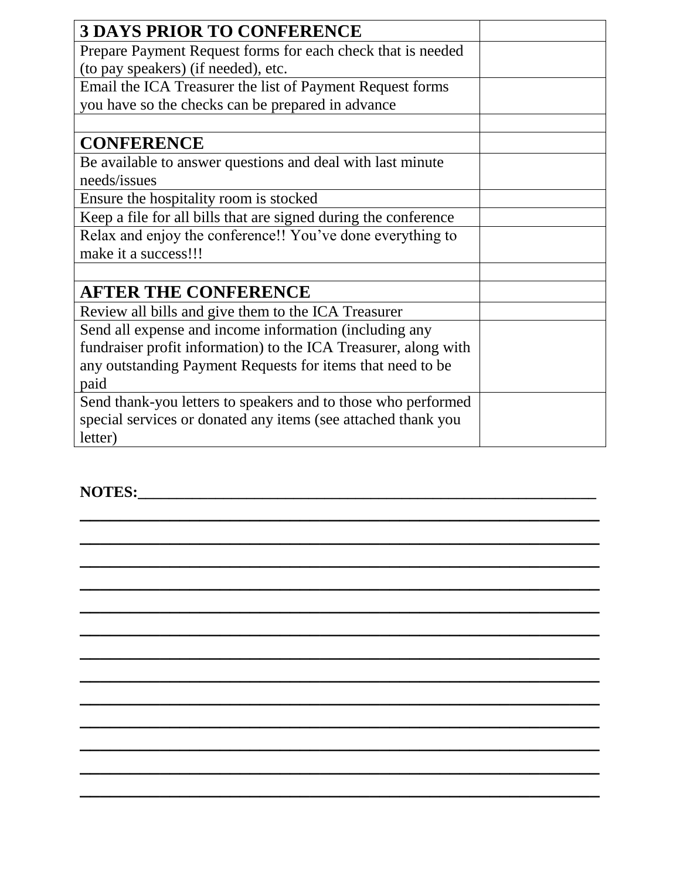| **3 DAYS PRIOR TO CONFERENCE** | |
|---|---|
| Prepare Payment Request forms for each check that is needed (to pay speakers) (if needed), etc. | |
| Email the ICA Treasurer the list of Payment Request forms you have so the checks can be prepared in advance | |
| | |
| **CONFERENCE** | |
| Be available to answer questions and deal with last minute needs/issues | |
| Ensure the hospitality room is stocked | |
| Keep a file for all bills that are signed during the conference | |
| Relax and enjoy the conference!! You've done everything to make it a success!!! | |
| | |
| **AFTER THE CONFERENCE** | |
| Review all bills and give them to the ICA Treasurer | |
| Send all expense and income information (including any fundraiser profit information) to the ICA Treasurer, along with any outstanding Payment Requests for items that need to be paid | |
| Send thank-you letters to speakers and to those who performed special services or donated any items (see attached thank you letter) | |

**NOTES:**___________________________________________________________

_________________________________________________________________

_________________________________________________________________

_________________________________________________________________

_________________________________________________________________

_________________________________________________________________

_________________________________________________________________

_________________________________________________________________

_________________________________________________________________

_________________________________________________________________

_________________________________________________________________

_________________________________________________________________

_________________________________________________________________

_________________________________________________________________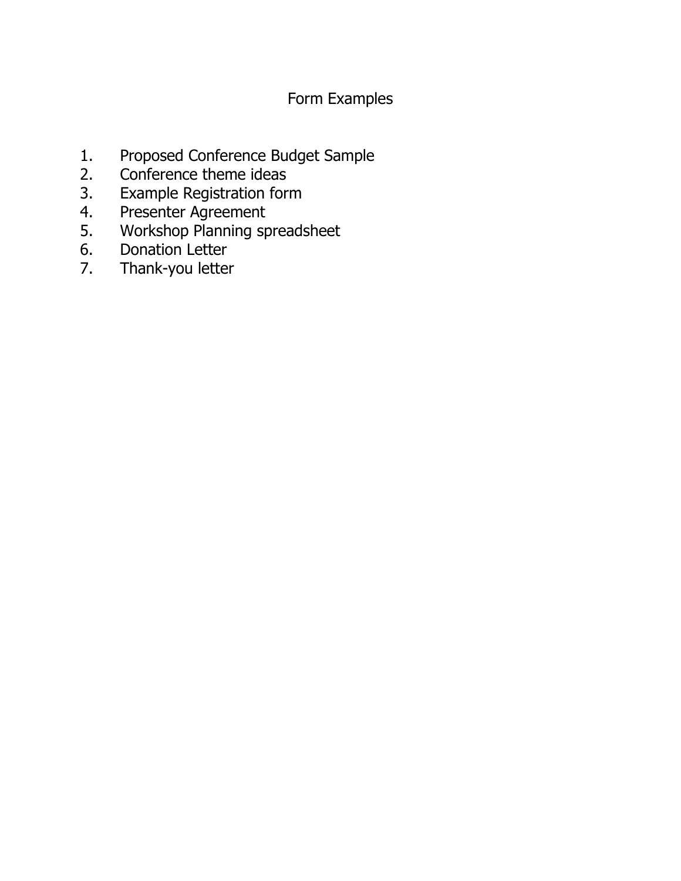# Form Examples

1. Proposed Conference Budget Sample
2. Conference theme ideas
3. Example Registration form
4. Presenter Agreement
5. Workshop Planning spreadsheet
6. Donation Letter
7. Thank-you letter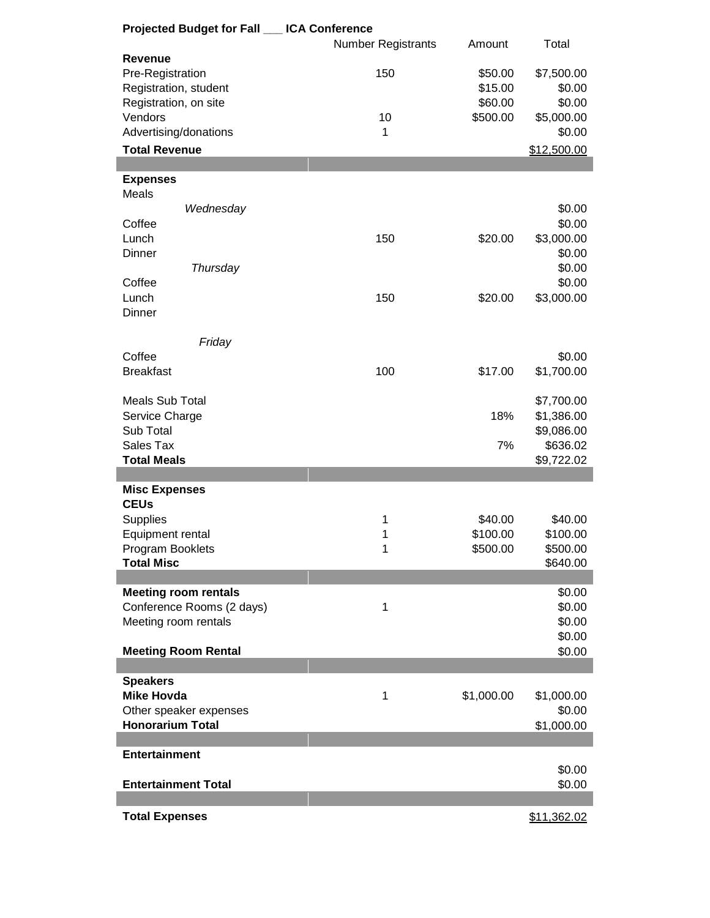**Projected Budget for Fall ___ ICA Conference**

| | Number Registrants | Amount | Total |
|---|---|---|---|
| **Revenue** | | | |
| Pre-Registration | 150 | $50.00 | $7,500.00 |
| Registration, student | | $15.00 | $0.00 |
| Registration, on site | | $60.00 | $0.00 |
| Vendors | 10 | $500.00 | $5,000.00 |
| Advertising/donations | 1 | | $0.00 |
| **Total Revenue** | | | $12,500.00 |
| | | | |
| **Expenses** | | | |
| Meals | | | |
| *Wednesday* | | | $0.00 |
| Coffee | | | $0.00 |
| Lunch | 150 | $20.00 | $3,000.00 |
| Dinner | | | $0.00 |
| *Thursday* | | | $0.00 |
| Coffee | | | $0.00 |
| Lunch | 150 | $20.00 | $3,000.00 |
| Dinner | | | |
| *Friday* | | | |
| Coffee | | | $0.00 |
| Breakfast | 100 | $17.00 | $1,700.00 |
| Meals Sub Total | | | $7,700.00 |
| Service Charge | | 18% | $1,386.00 |
| Sub Total | | | $9,086.00 |
| Sales Tax | | 7% | $636.02 |
| **Total Meals** | | | $9,722.02 |
| | | | |
| **Misc Expenses** | | | |
| **CEUs** | | | |
| Supplies | 1 | $40.00 | $40.00 |
| Equipment rental | 1 | $100.00 | $100.00 |
| Program Booklets | 1 | $500.00 | $500.00 |
| **Total Misc** | | | $640.00 |
| | | | |
| **Meeting room rentals** | | | $0.00 |
| Conference Rooms (2 days) | 1 | | $0.00 |
| Meeting room rentals | | | $0.00 |
| | | | $0.00 |
| **Meeting Room Rental** | | | $0.00 |
| | | | |
| **Speakers** | | | |
| **Mike Hovda** | 1 | $1,000.00 | $1,000.00 |
| Other speaker expenses | | | $0.00 |
| **Honorarium Total** | | | $1,000.00 |
| | | | |
| **Entertainment** | | | |
| | | | $0.00 |
| **Entertainment Total** | | | $0.00 |
| | | | |
| **Total Expenses** | | | $11,362.02 |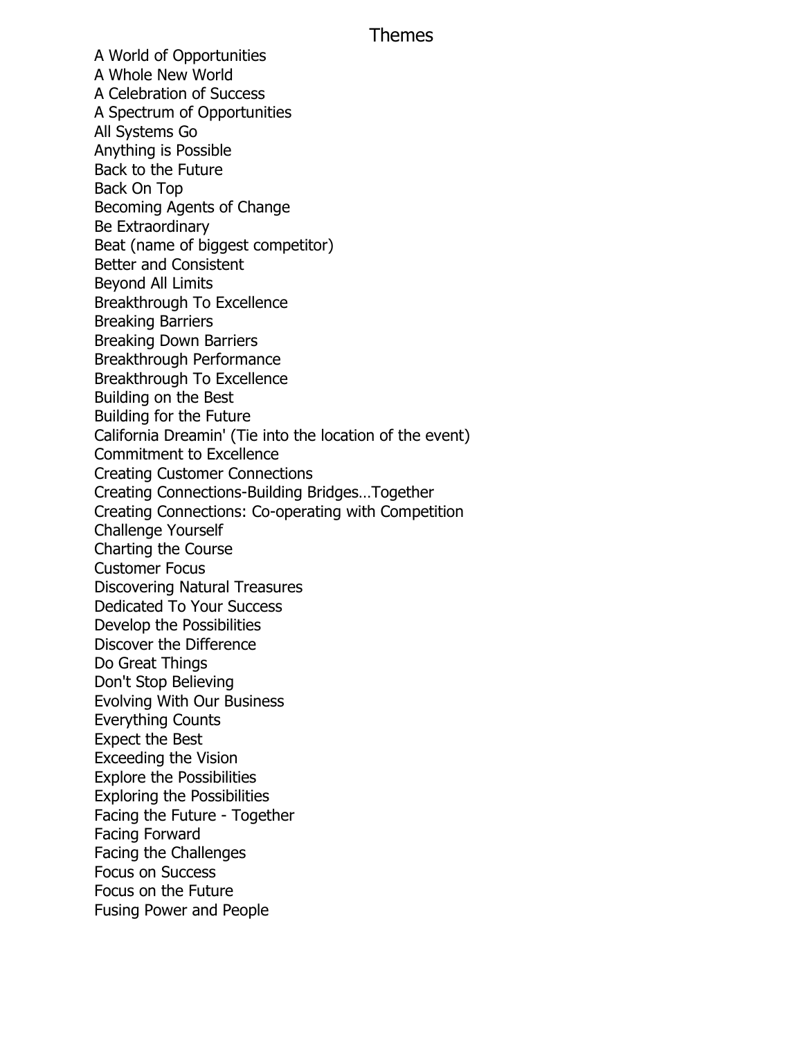# Themes

A World of Opportunities
A Whole New World
A Celebration of Success
A Spectrum of Opportunities
All Systems Go
Anything is Possible
Back to the Future
Back On Top
Becoming Agents of Change
Be Extraordinary
Beat (name of biggest competitor)
Better and Consistent
Beyond All Limits
Breakthrough To Excellence
Breaking Barriers
Breaking Down Barriers
Breakthrough Performance
Breakthrough To Excellence
Building on the Best
Building for the Future
California Dreamin' (Tie into the location of the event)
Commitment to Excellence
Creating Customer Connections
Creating Connections-Building Bridges…Together
Creating Connections: Co-operating with Competition
Challenge Yourself
Charting the Course
Customer Focus
Discovering Natural Treasures
Dedicated To Your Success
Develop the Possibilities
Discover the Difference
Do Great Things
Don't Stop Believing
Evolving With Our Business
Everything Counts
Expect the Best
Exceeding the Vision
Explore the Possibilities
Exploring the Possibilities
Facing the Future - Together
Facing Forward
Facing the Challenges
Focus on Success
Focus on the Future
Fusing Power and People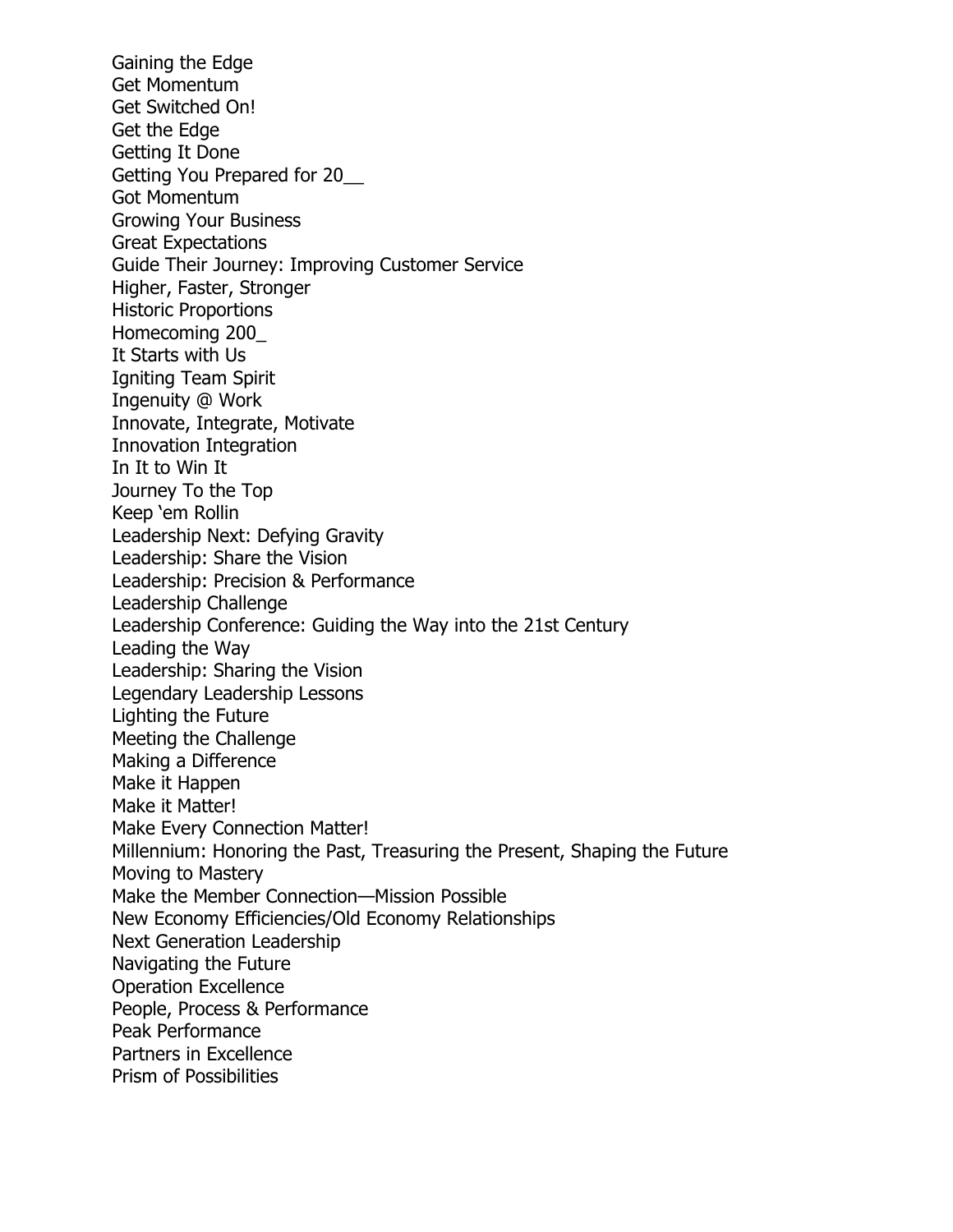Gaining the Edge
Get Momentum
Get Switched On!
Get the Edge
Getting It Done
Getting You Prepared for 20__
Got Momentum
Growing Your Business
Great Expectations
Guide Their Journey: Improving Customer Service
Higher, Faster, Stronger
Historic Proportions
Homecoming 200_
It Starts with Us
Igniting Team Spirit
Ingenuity @ Work
Innovate, Integrate, Motivate
Innovation Integration
In It to Win It
Journey To the Top
Keep 'em Rollin
Leadership Next: Defying Gravity
Leadership: Share the Vision
Leadership: Precision & Performance
Leadership Challenge
Leadership Conference: Guiding the Way into the 21st Century
Leading the Way
Leadership: Sharing the Vision
Legendary Leadership Lessons
Lighting the Future
Meeting the Challenge
Making a Difference
Make it Happen
Make it Matter!
Make Every Connection Matter!
Millennium: Honoring the Past, Treasuring the Present, Shaping the Future
Moving to Mastery
Make the Member Connection—Mission Possible
New Economy Efficiencies/Old Economy Relationships
Next Generation Leadership
Navigating the Future
Operation Excellence
People, Process & Performance
Peak Performance
Partners in Excellence
Prism of Possibilities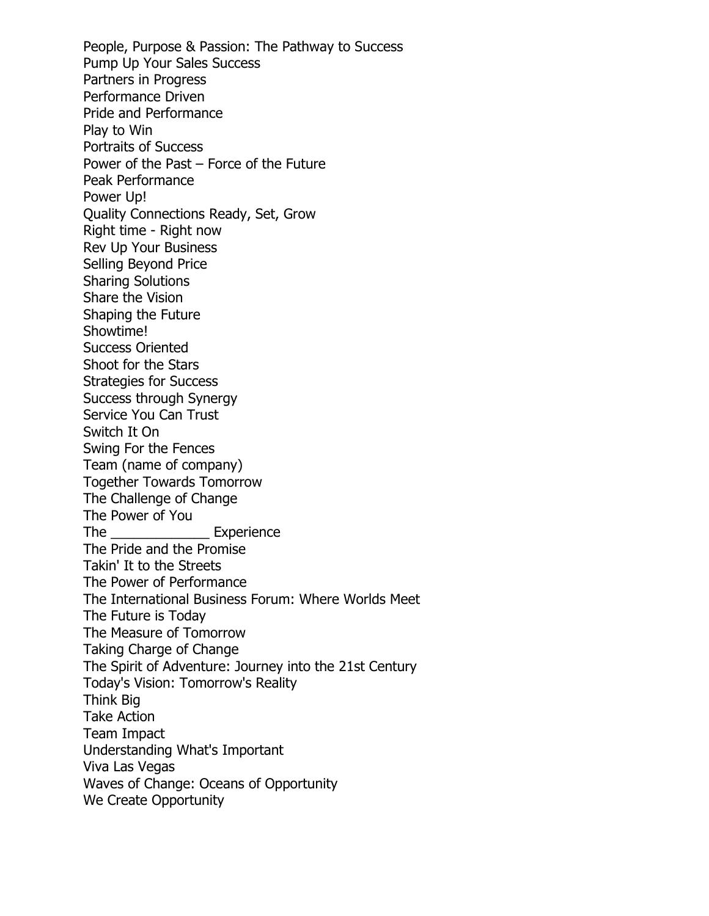People, Purpose & Passion: The Pathway to Success
Pump Up Your Sales Success
Partners in Progress
Performance Driven
Pride and Performance
Play to Win
Portraits of Success
Power of the Past – Force of the Future
Peak Performance
Power Up!
Quality Connections Ready, Set, Grow
Right time - Right now
Rev Up Your Business
Selling Beyond Price
Sharing Solutions
Share the Vision
Shaping the Future
Showtime!
Success Oriented
Shoot for the Stars
Strategies for Success
Success through Synergy
Service You Can Trust
Switch It On
Swing For the Fences
Team (name of company)
Together Towards Tomorrow
The Challenge of Change
The Power of You
The _____________ Experience
The Pride and the Promise
Takin' It to the Streets
The Power of Performance
The International Business Forum: Where Worlds Meet
The Future is Today
The Measure of Tomorrow
Taking Charge of Change
The Spirit of Adventure: Journey into the 21st Century
Today's Vision: Tomorrow's Reality
Think Big
Take Action
Team Impact
Understanding What's Important
Viva Las Vegas
Waves of Change: Oceans of Opportunity
We Create Opportunity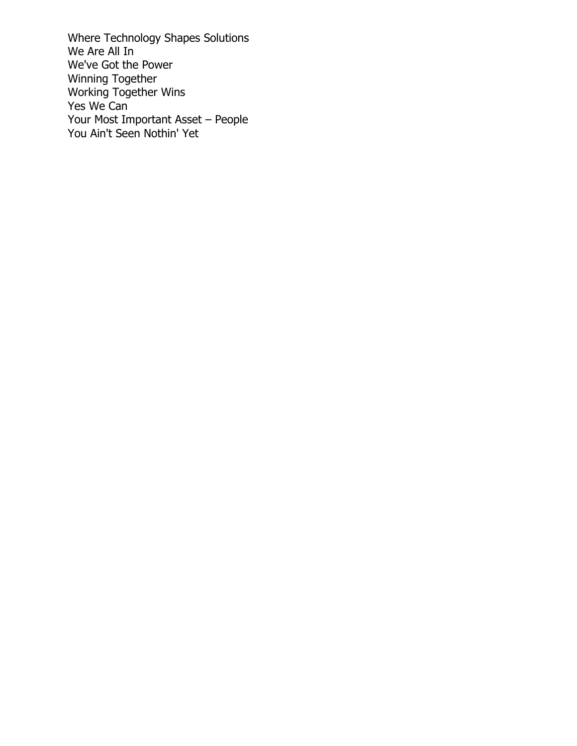Where Technology Shapes Solutions
We Are All In
We've Got the Power
Winning Together
Working Together Wins
Yes We Can
Your Most Important Asset – People
You Ain't Seen Nothin' Yet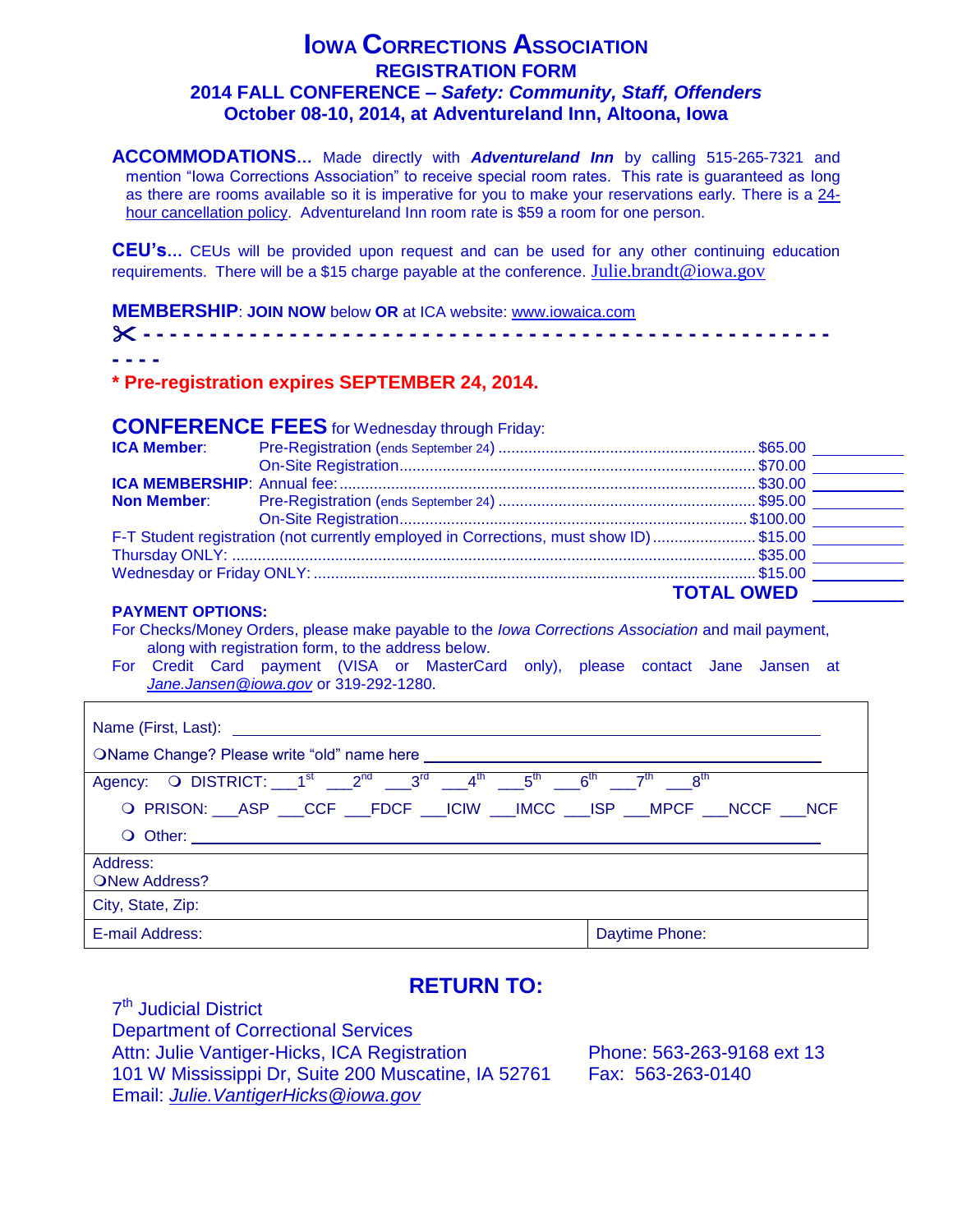# IOWA CORRECTIONS ASSOCIATION

## REGISTRATION FORM

## 2014 FALL CONFERENCE – *Safety: Community, Staff, Offenders*

## October 08-10, 2014, at Adventureland Inn, Altoona, Iowa

**ACCOMMODATIONS…** Made directly with ***Adventureland Inn*** by calling 515-265-7321 and mention "Iowa Corrections Association" to receive special room rates. This rate is guaranteed as long as there are rooms available so it is imperative for you to make your reservations early. There is a 24-hour cancellation policy. Adventureland Inn room rate is $59 a room for one person.

**CEU's…** CEUs will be provided upon request and can be used for any other continuing education requirements. There will be a $15 charge payable at the conference. Julie.brandt@iowa.gov

**MEMBERSHIP**: **JOIN NOW** below **OR** at ICA website: www.iowaica.com

✂ - - - - - - - - - - - - - - - - - - - - - - - - - - - - - - - - - - - - - - - - - - - - - - - - - - -

**\* Pre-registration expires SEPTEMBER 24, 2014.**

**CONFERENCE FEES** for Wednesday through Friday:

| | | | |
|---|---|---|---|
| **ICA Member**: | Pre-Registration (ends September 24) | $65.00 | ______ |
| | On-Site Registration | $70.00 | ______ |
| **ICA MEMBERSHIP**: | Annual fee: | $30.00 | ______ |
| **Non Member**: | Pre-Registration (ends September 24) | $95.00 | ______ |
| | On-Site Registration | $100.00 | ______ |
| F-T Student registration (not currently employed in Corrections, must show ID) | | $15.00 | ______ |
| Thursday ONLY: | | $35.00 | ______ |
| Wednesday or Friday ONLY: | | $15.00 | ______ |
| | | **TOTAL OWED** | ______ |

**PAYMENT OPTIONS:**

For Checks/Money Orders, please make payable to the *Iowa Corrections Association* and mail payment, along with registration form, to the address below.

For Credit Card payment (VISA or MasterCard only), please contact Jane Jansen at *Jane.Jansen@iowa.gov* or 319-292-1280.

| | |
|---|---|
| Name (First, Last): ______________________ | |
| ❍Name Change? Please write "old" name here ______________________ | |
| Agency: ❍ DISTRICT: ___1st ___2nd ___3rd ___4th ___5th ___6th ___7th ___8th | |
| ❍ PRISON: ___ASP ___CCF ___FDCF ___ICIW ___IMCC ___ISP ___MPCF ___NCCF ___NCF | |
| ❍ Other: ______________________ | |
| Address: ❍New Address? | |
| City, State, Zip: | |
| E-mail Address: | Daytime Phone: |

## RETURN TO:

7th Judicial District
Department of Correctional Services
Attn: Julie Vantiger-Hicks, ICA Registration
101 W Mississippi Dr, Suite 200 Muscatine, IA 52761
Email: *Julie.VantigerHicks@iowa.gov*

Phone: 563-263-9168 ext 13
Fax: 563-263-0140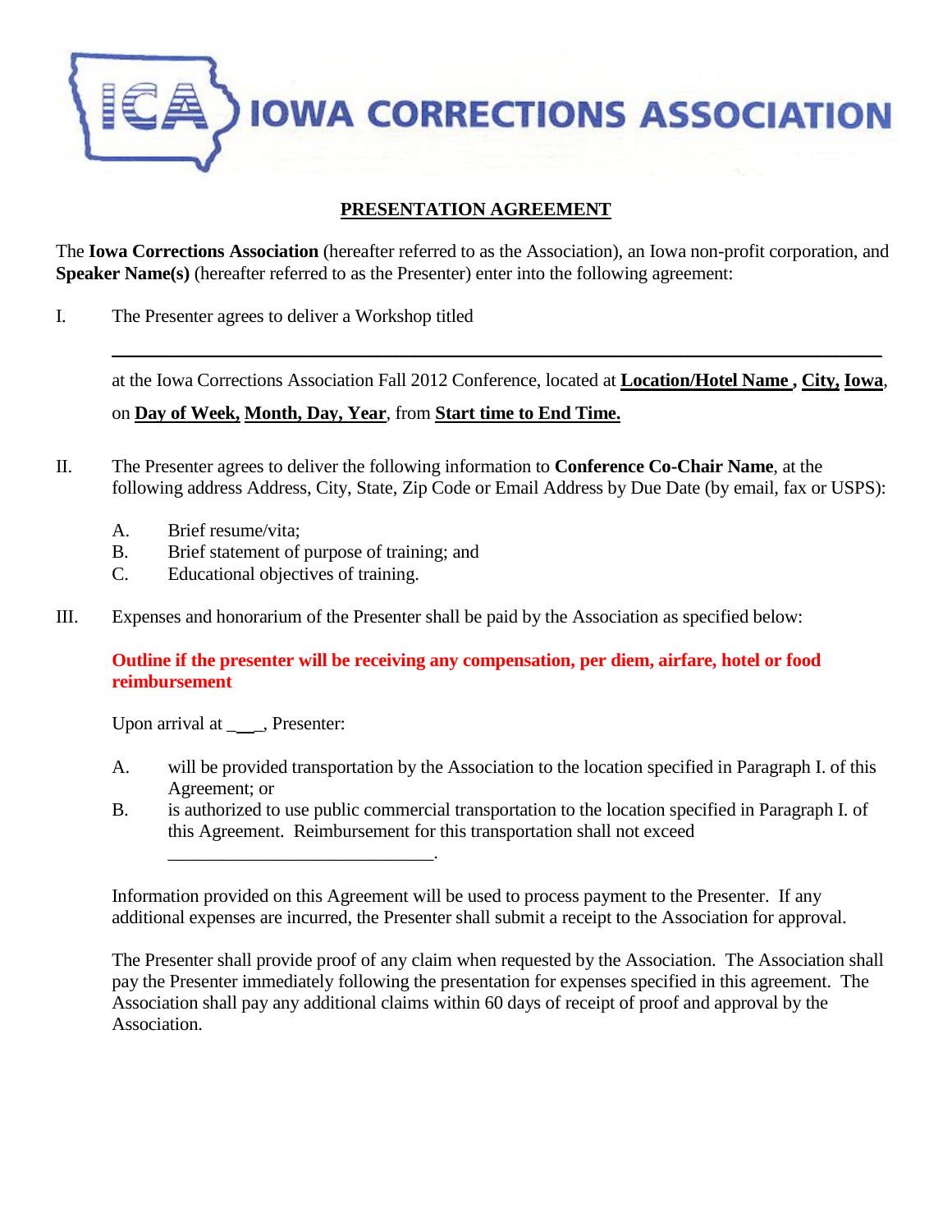**IOWA CORRECTIONS ASSOCIATION**

# PRESENTATION AGREEMENT

The **Iowa Corrections Association** (hereafter referred to as the Association), an Iowa non-profit corporation, and **Speaker Name(s)** (hereafter referred to as the Presenter) enter into the following agreement:

I. The Presenter agrees to deliver a Workshop titled

\_\_\_\_\_\_\_\_\_\_\_\_\_\_\_\_\_\_\_\_\_\_\_\_\_\_\_\_\_\_\_\_\_\_\_\_\_\_\_\_\_\_\_\_\_\_\_\_\_\_\_\_\_\_\_\_\_\_\_\_\_\_\_\_\_\_\_\_\_\_

at the Iowa Corrections Association Fall 2012 Conference, located at **Location/Hotel Name , City, Iowa**,

on **Day of Week, Month, Day, Year**, from **Start time to End Time.**

II. The Presenter agrees to deliver the following information to **Conference Co-Chair Name**, at the following address Address, City, State, Zip Code or Email Address by Due Date (by email, fax or USPS):

A. Brief resume/vita;
B. Brief statement of purpose of training; and
C. Educational objectives of training.

III. Expenses and honorarium of the Presenter shall be paid by the Association as specified below:

**Outline if the presenter will be receiving any compensation, per diem, airfare, hotel or food reimbursement**

Upon arrival at \_\_\_\_, Presenter:

A. will be provided transportation by the Association to the location specified in Paragraph I. of this Agreement; or
B. is authorized to use public commercial transportation to the location specified in Paragraph I. of this Agreement. Reimbursement for this transportation shall not exceed \_\_\_\_\_\_\_\_\_\_\_\_\_\_\_\_\_\_\_\_\_\_\_\_\_\_\_\_.

Information provided on this Agreement will be used to process payment to the Presenter. If any additional expenses are incurred, the Presenter shall submit a receipt to the Association for approval.

The Presenter shall provide proof of any claim when requested by the Association. The Association shall pay the Presenter immediately following the presentation for expenses specified in this agreement. The Association shall pay any additional claims within 60 days of receipt of proof and approval by the Association.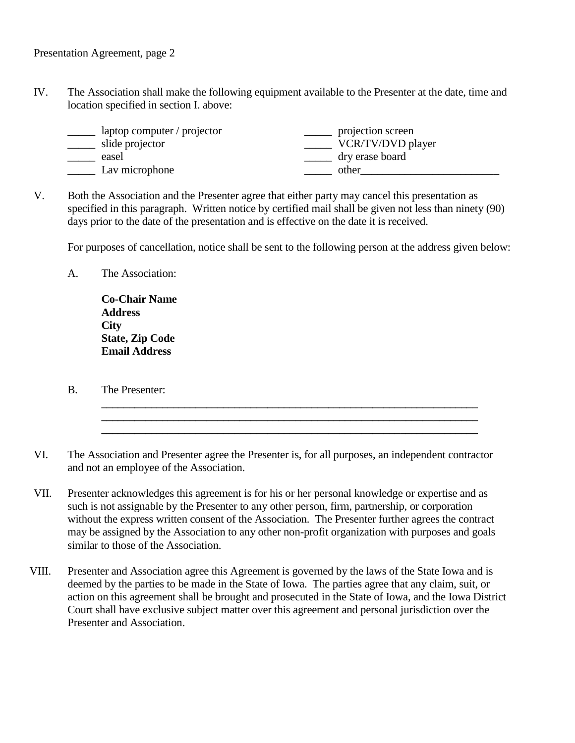IV. The Association shall make the following equipment available to the Presenter at the date, time and location specified in section I. above:

| | |
|---|---|
| _____ laptop computer / projector | _____ projection screen |
| _____ slide projector | _____ VCR/TV/DVD player |
| _____ easel | _____ dry erase board |
| _____ Lav microphone | _____ other_________________________ |

V. Both the Association and the Presenter agree that either party may cancel this presentation as specified in this paragraph. Written notice by certified mail shall be given not less than ninety (90) days prior to the date of the presentation and is effective on the date it is received.

For purposes of cancellation, notice shall be sent to the following person at the address given below:

A. The Association:

**Co-Chair Name**
**Address**
**City**
**State, Zip Code**
**Email Address**

B. The Presenter:

______________________________________________________________________
______________________________________________________________________
______________________________________________________________________

VI. The Association and Presenter agree the Presenter is, for all purposes, an independent contractor and not an employee of the Association.

VII. Presenter acknowledges this agreement is for his or her personal knowledge or expertise and as such is not assignable by the Presenter to any other person, firm, partnership, or corporation without the express written consent of the Association. The Presenter further agrees the contract may be assigned by the Association to any other non-profit organization with purposes and goals similar to those of the Association.

VIII. Presenter and Association agree this Agreement is governed by the laws of the State Iowa and is deemed by the parties to be made in the State of Iowa. The parties agree that any claim, suit, or action on this agreement shall be brought and prosecuted in the State of Iowa, and the Iowa District Court shall have exclusive subject matter over this agreement and personal jurisdiction over the Presenter and Association.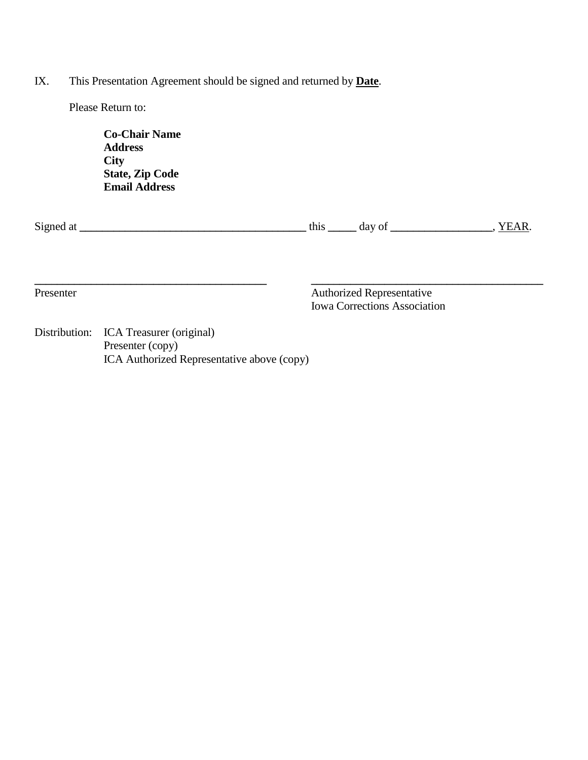IX. This Presentation Agreement should be signed and returned by **Date**.

Please Return to:

**Co-Chair Name**
**Address**
**City**
**State, Zip Code**
**Email Address**

Signed at ________________________________________ this _____ day of _________________, YEAR.

| ________________________________________ | ________________________________________ |
| --- | --- |
| Presenter | Authorized Representative<br>Iowa Corrections Association |

Distribution: ICA Treasurer (original)
Presenter (copy)
ICA Authorized Representative above (copy)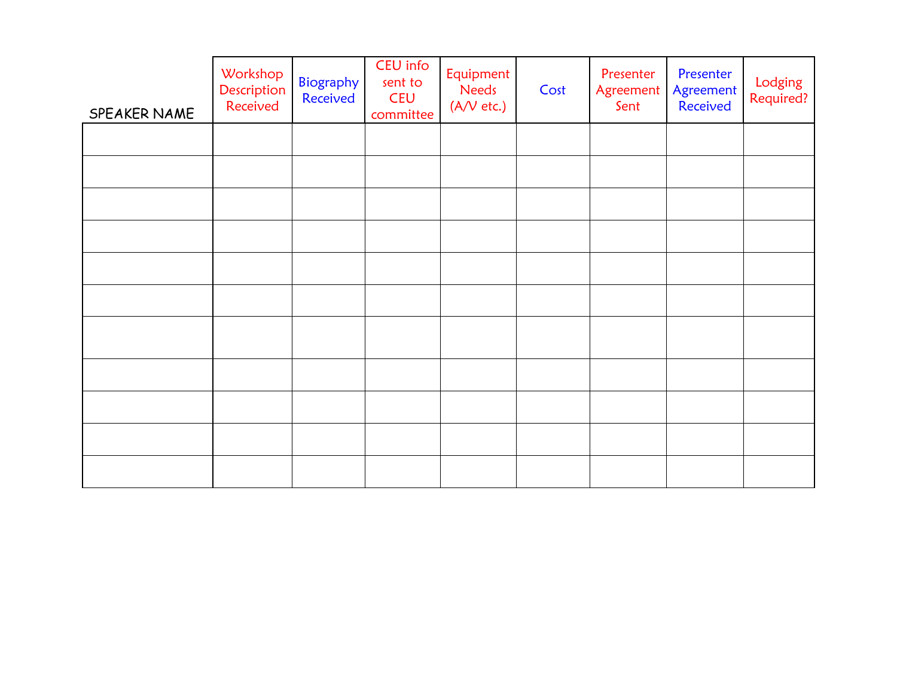| SPEAKER NAME | Workshop Description Received | Biography Received | CEU info sent to CEU committee | Equipment Needs (A/V etc.) | Cost | Presenter Agreement Sent | Presenter Agreement Received | Lodging Required? |
|---|---|---|---|---|---|---|---|---|
| | | | | | | | | |
| | | | | | | | | |
| | | | | | | | | |
| | | | | | | | | |
| | | | | | | | | |
| | | | | | | | | |
| | | | | | | | | |
| | | | | | | | | |
| | | | | | | | | |
| | | | | | | | | |
| | | | | | | | | |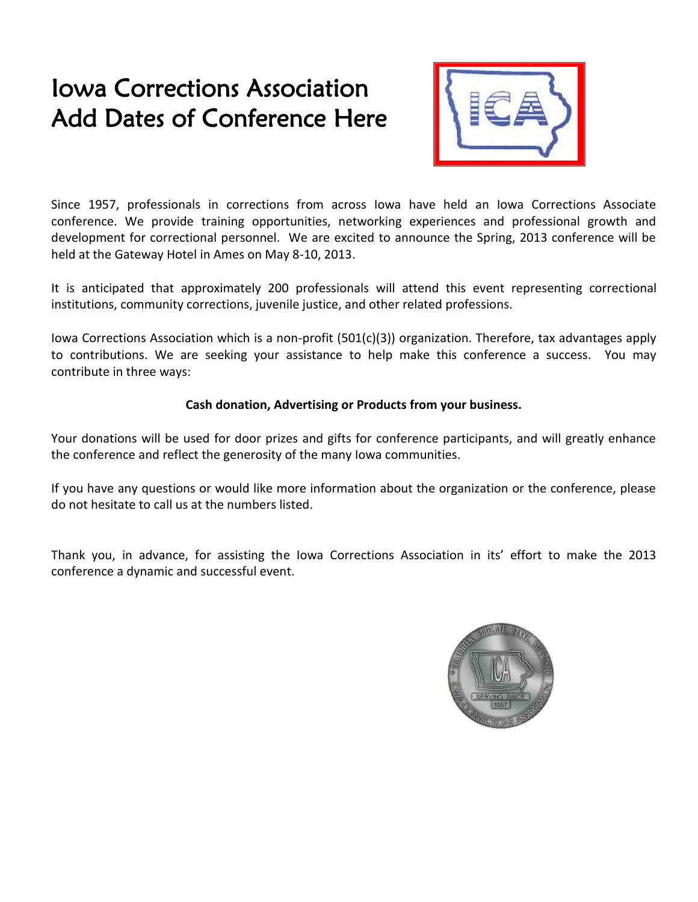# Iowa Corrections Association
# Add Dates of Conference Here

Since 1957, professionals in corrections from across Iowa have held an Iowa Corrections Associate conference. We provide training opportunities, networking experiences and professional growth and development for correctional personnel. We are excited to announce the Spring, 2013 conference will be held at the Gateway Hotel in Ames on May 8-10, 2013.

It is anticipated that approximately 200 professionals will attend this event representing correctional institutions, community corrections, juvenile justice, and other related professions.

Iowa Corrections Association which is a non-profit (501(c)(3)) organization. Therefore, tax advantages apply to contributions. We are seeking your assistance to help make this conference a success. You may contribute in three ways:

**Cash donation, Advertising or Products from your business.**

Your donations will be used for door prizes and gifts for conference participants, and will greatly enhance the conference and reflect the generosity of the many Iowa communities.

If you have any questions or would like more information about the organization or the conference, please do not hesitate to call us at the numbers listed.

Thank you, in advance, for assisting the Iowa Corrections Association in its' effort to make the 2013 conference a dynamic and successful event.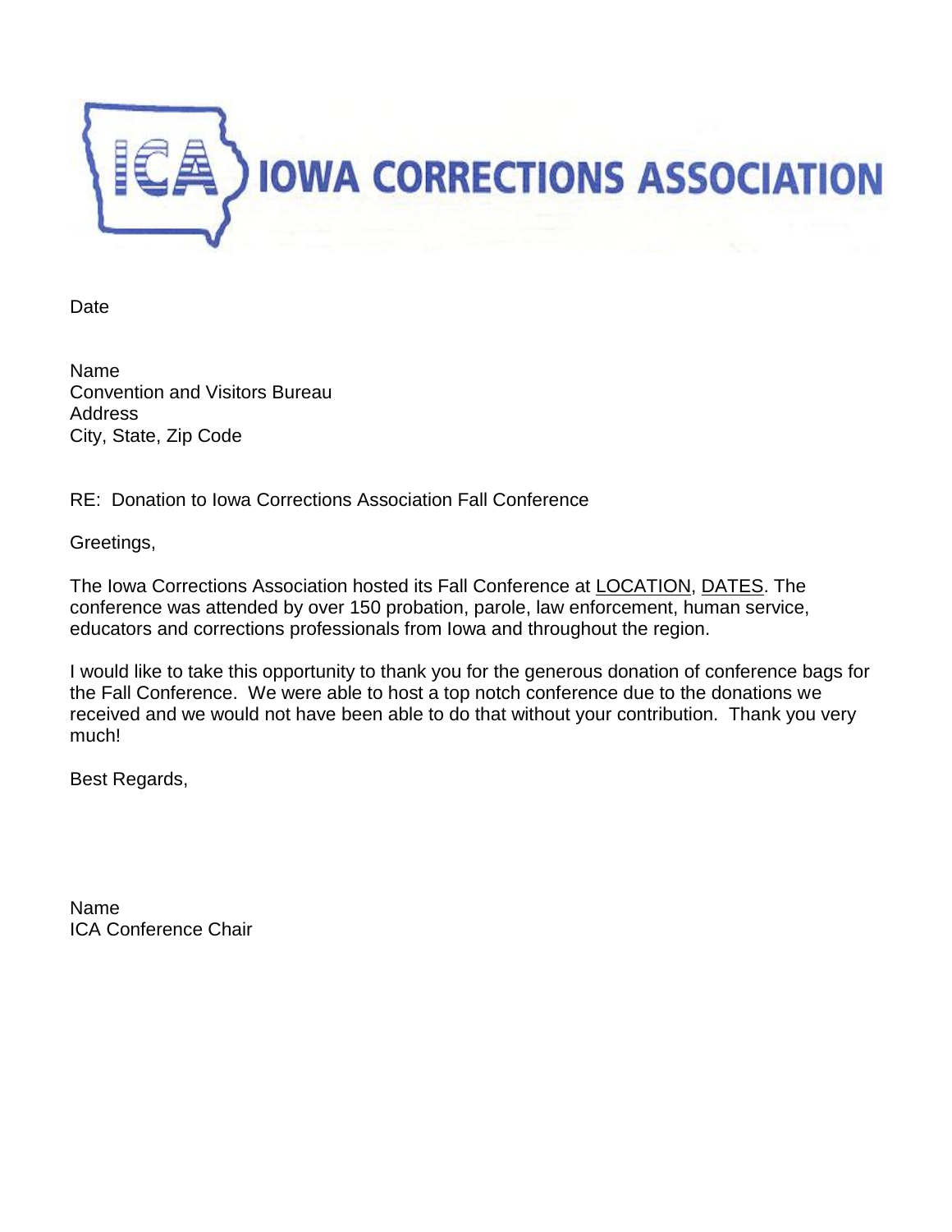# ICA IOWA CORRECTIONS ASSOCIATION

Date

Name
Convention and Visitors Bureau
Address
City, State, Zip Code

RE: Donation to Iowa Corrections Association Fall Conference

Greetings,

The Iowa Corrections Association hosted its Fall Conference at LOCATION, DATES. The conference was attended by over 150 probation, parole, law enforcement, human service, educators and corrections professionals from Iowa and throughout the region.

I would like to take this opportunity to thank you for the generous donation of conference bags for the Fall Conference. We were able to host a top notch conference due to the donations we received and we would not have been able to do that without your contribution. Thank you very much!

Best Regards,

Name
ICA Conference Chair